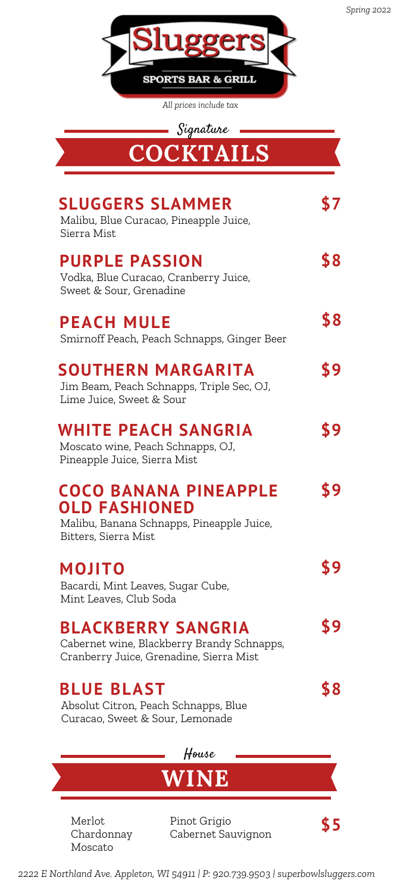*Spring 2022*

# Sluggers

**SPORTS BAR & GRILL**

*All prices include tax*

## Signature COCKTAILS

### SLUGGERS SLAMMER — $7
Malibu, Blue Curacao, Pineapple Juice, Sierra Mist

### PURPLE PASSION — $8
Vodka, Blue Curacao, Cranberry Juice, Sweet & Sour, Grenadine

### PEACH MULE — $8
Smirnoff Peach, Peach Schnapps, Ginger Beer

### SOUTHERN MARGARITA — $9
Jim Beam, Peach Schnapps, Triple Sec, OJ, Lime Juice, Sweet & Sour

### WHITE PEACH SANGRIA — $9
Moscato wine, Peach Schnapps, OJ, Pineapple Juice, Sierra Mist

### COCO BANANA PINEAPPLE OLD FASHIONED — $9
Malibu, Banana Schnapps, Pineapple Juice, Bitters, Sierra Mist

### MOJITO — $9
Bacardi, Mint Leaves, Sugar Cube, Mint Leaves, Club Soda

### BLACKBERRY SANGRIA — $9
Cabernet wine, Blackberry Brandy Schnapps, Cranberry Juice, Grenadine, Sierra Mist

### BLUE BLAST — $8
Absolut Citron, Peach Schnapps, Blue Curacao, Sweet & Sour, Lemonade

## House WINE

Merlot
Chardonnay
Moscato
Pinot Grigio
Cabernet Sauvignon

**$5**

*2222 E Northland Ave. Appleton, WI 54911 | P: 920.739.9503 | superbowlsluggers.com*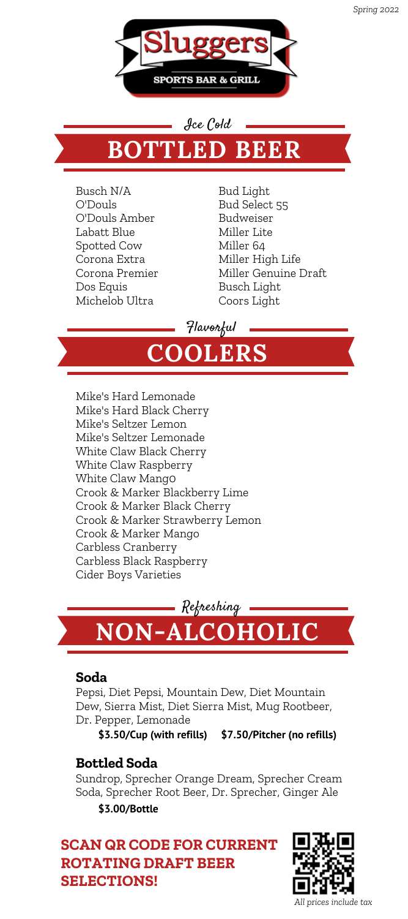*Spring 2022*

# Sluggers

SPORTS BAR & GRILL

*Ice Cold*

## BOTTLED BEER

- Busch N/A
- O'Douls
- O'Douls Amber
- Labatt Blue
- Spotted Cow
- Corona Extra
- Corona Premier
- Dos Equis
- Michelob Ultra
- Bud Light
- Bud Select 55
- Budweiser
- Miller Lite
- Miller 64
- Miller High Life
- Miller Genuine Draft
- Busch Light
- Coors Light

*Flavorful*

## COOLERS

- Mike's Hard Lemonade
- Mike's Hard Black Cherry
- Mike's Seltzer Lemon
- Mike's Seltzer Lemonade
- White Claw Black Cherry
- White Claw Raspberry
- White Claw Mango
- Crook & Marker Blackberry Lime
- Crook & Marker Black Cherry
- Crook & Marker Strawberry Lemon
- Crook & Marker Mango
- Carbless Cranberry
- Carbless Black Raspberry
- Cider Boys Varieties

*Refreshing*

## NON-ALCOHOLIC

### Soda

Pepsi, Diet Pepsi, Mountain Dew, Diet Mountain Dew, Sierra Mist, Diet Sierra Mist, Mug Rootbeer, Dr. Pepper, Lemonade

**$3.50/Cup (with refills)** **$7.50/Pitcher (no refills)**

### Bottled Soda

Sundrop, Sprecher Orange Dream, Sprecher Cream Soda, Sprecher Root Beer, Dr. Sprecher, Ginger Ale

**$3.00/Bottle**

**SCAN QR CODE FOR CURRENT ROTATING DRAFT BEER SELECTIONS!**

*All prices include tax*